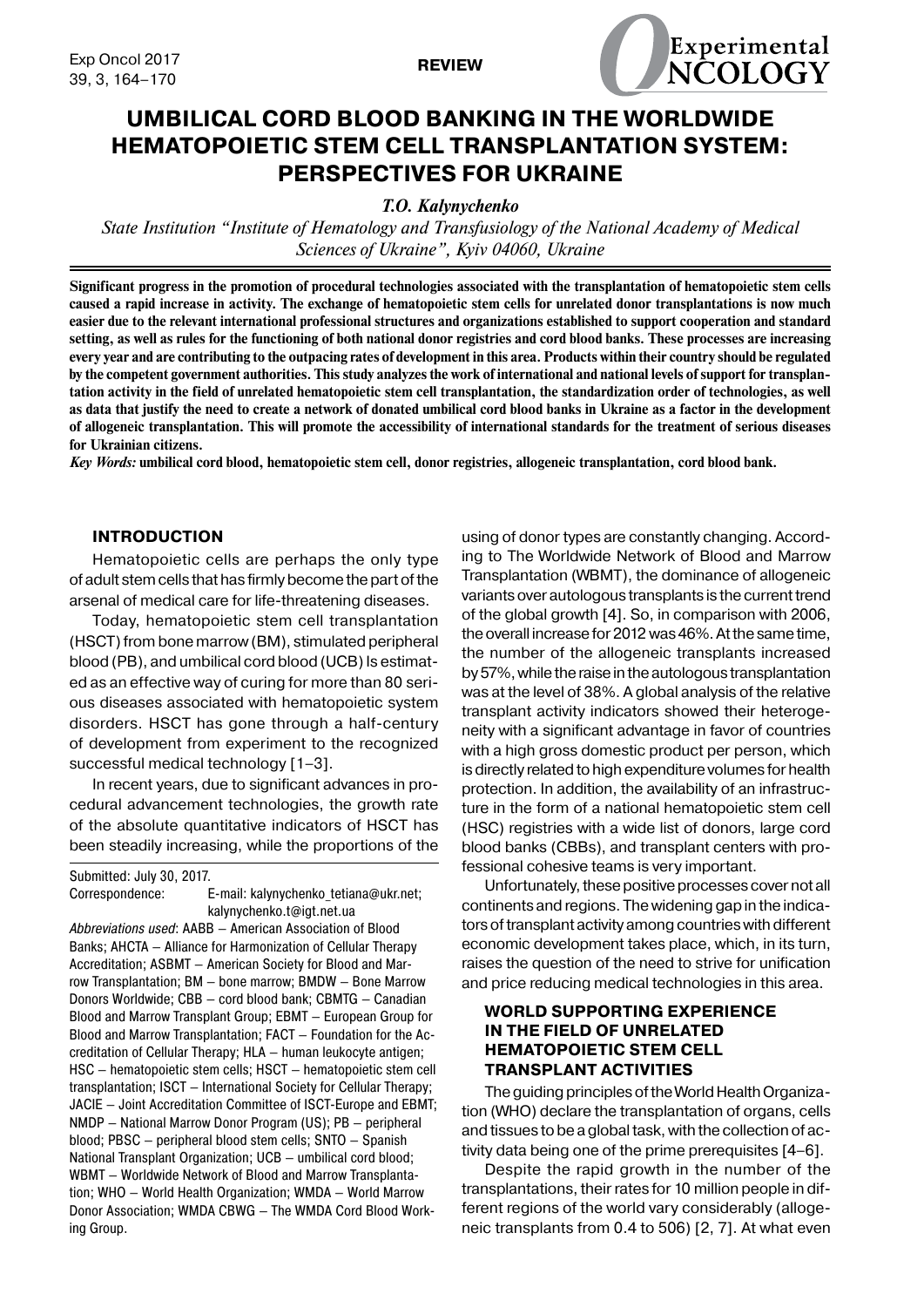**REVIEW**

# UMBILICAL CORD BLOOD BANKING IN THE WORLDWIDE HEMATOPOIETIC STEM CELL TRANSPLANTATION SYSTEM: PERSPECTIVES FOR UKRAINE

***T.O. Kalynychenko***

*State Institution "Institute of Hematology and Transfusiology of the National Academy of Medical Sciences of Ukraine", Kyiv 04060, Ukraine*

**Significant progress in the promotion of procedural technologies associated with the transplantation of hematopoietic stem cells caused a rapid increase in activity. The exchange of hematopoietic stem cells for unrelated donor transplantations is now much easier due to the relevant international professional structures and organizations established to support cooperation and standard setting, as well as rules for the functioning of both national donor registries and cord blood banks. These processes are increasing every year and are contributing to the outpacing rates of development in this area. Products within their country should be regulated by the competent government authorities. This study analyzes the work of international and national levels of support for transplantation activity in the field of unrelated hematopoietic stem cell transplantation, the standardization order of technologies, as well as data that justify the need to create a network of donated umbilical cord blood banks in Ukraine as a factor in the development of allogeneic transplantation. This will promote the accessibility of international standards for the treatment of serious diseases for Ukrainian citizens.**

***Key Words:*** **umbilical cord blood, hematopoietic stem cell, donor registries, allogeneic transplantation, cord blood bank.**

## INTRODUCTION

Hematopoietic cells are perhaps the only type of adult stem cells that has firmly become the part of the arsenal of medical care for life-threatening diseases.

Today, hematopoietic stem cell transplantation (HSCT) from bone marrow (BM), stimulated peripheral blood (PB), and umbilical cord blood (UCB) Is estimated as an effective way of curing for more than 80 serious diseases associated with hematopoietic system disorders. HSCT has gone through a half-century of development from experiment to the recognized successful medical technology [1–3].

In recent years, due to significant advances in procedural advancement technologies, the growth rate of the absolute quantitative indicators of HSCT has been steadily increasing, while the proportions of the using of donor types are constantly changing. According to The Worldwide Network of Blood and Marrow Transplantation (WBMT), the dominance of allogeneic variants over autologous transplants is the current trend of the global growth [4]. So, in comparison with 2006, the overall increase for 2012 was 46%. At the same time, the number of the allogeneic transplants increased by 57%, while the raise in the autologous transplantation was at the level of 38%. A global analysis of the relative transplant activity indicators showed their heterogeneity with a significant advantage in favor of countries with a high gross domestic product per person, which is directly related to high expenditure volumes for health protection. In addition, the availability of an infrastructure in the form of a national hematopoietic stem cell (HSC) registries with a wide list of donors, large cord blood banks (CBBs), and transplant centers with professional cohesive teams is very important.

Unfortunately, these positive processes cover not all continents and regions. The widening gap in the indicators of transplant activity among countries with different economic development takes place, which, in its turn, raises the question of the need to strive for unification and price reducing medical technologies in this area.

## WORLD SUPPORTING EXPERIENCE IN THE FIELD OF UNRELATED HEMATOPOIETIC STEM CELL TRANSPLANT ACTIVITIES

The guiding principles of the World Health Organization (WHO) declare the transplantation of organs, cells and tissues to be a global task, with the collection of activity data being one of the prime prerequisites [4–6].

Despite the rapid growth in the number of the transplantations, their rates for 10 million people in different regions of the world vary considerably (allogeneic transplants from 0.4 to 506) [2, 7]. At what even

---

Submitted: July 30, 2017.
Correspondence: E-mail: kalynychenko_tetiana@ukr.net; kalynychenko.t@igt.net.ua

*Abbreviations used*: AABB – American Association of Blood Banks; AHCTA – Alliance for Harmonization of Cellular Therapy Accreditation; ASBMT – American Society for Blood and Marrow Transplantation; BM – bone marrow; BMDW – Bone Marrow Donors Worldwide; CBB – cord blood bank; CBMTG – Canadian Blood and Marrow Transplant Group; EBMT – European Group for Blood and Marrow Transplantation; FACT – Foundation for the Accreditation of Cellular Therapy; HLA – human leukocyte antigen; HSC – hematopoietic stem cells; HSCT – hematopoietic stem cell transplantation; ISCT – International Society for Cellular Therapy; JACIE – Joint Accreditation Committee of ISCT-Europe and EBMT; NMDP – National Marrow Donor Program (US); PB – peripheral blood; PBSC – peripheral blood stem cells; SNTO – Spanish National Transplant Organization; UCB – umbilical cord blood; WBMT – Worldwide Network of Blood and Marrow Transplantation; WHO – World Health Organization; WMDA – World Marrow Donor Association; WMDA CBWG – The WMDA Cord Blood Working Group.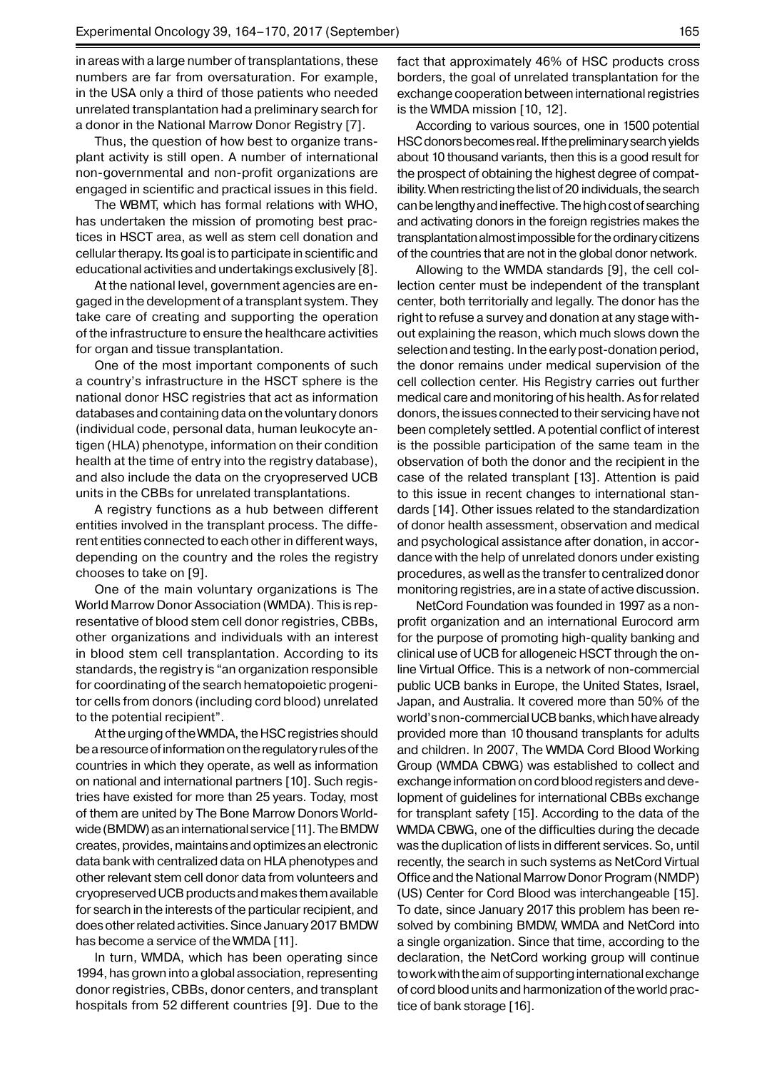in areas with a large number of transplantations, these numbers are far from oversaturation. For example, in the USA only a third of those patients who needed unrelated transplantation had a preliminary search for a donor in the National Marrow Donor Registry [7].

Thus, the question of how best to organize transplant activity is still open. A number of international non-governmental and non-profit organizations are engaged in scientific and practical issues in this field.

The WBMT, which has formal relations with WHO, has undertaken the mission of promoting best practices in HSCT area, as well as stem cell donation and cellular therapy. Its goal is to participate in scientific and educational activities and undertakings exclusively [8].

At the national level, government agencies are engaged in the development of a transplant system. They take care of creating and supporting the operation of the infrastructure to ensure the healthcare activities for organ and tissue transplantation.

One of the most important components of such a country's infrastructure in the HSCT sphere is the national donor HSC registries that act as information databases and containing data on the voluntary donors (individual code, personal data, human leukocyte antigen (HLA) phenotype, information on their condition health at the time of entry into the registry database), and also include the data on the cryopreserved UCB units in the CBBs for unrelated transplantations.

A registry functions as a hub between different entities involved in the transplant process. The different entities connected to each other in different ways, depending on the country and the roles the registry chooses to take on [9].

One of the main voluntary organizations is The World Marrow Donor Association (WMDA). This is representative of blood stem cell donor registries, CBBs, other organizations and individuals with an interest in blood stem cell transplantation. According to its standards, the registry is "an organization responsible for coordinating of the search hematopoietic progenitor cells from donors (including cord blood) unrelated to the potential recipient".

At the urging of the WMDA, the HSC registries should be a resource of information on the regulatory rules of the countries in which they operate, as well as information on national and international partners [10]. Such registries have existed for more than 25 years. Today, most of them are united by The Bone Marrow Donors Worldwide (BMDW) as an international service [11]. The BMDW creates, provides, maintains and optimizes an electronic data bank with centralized data on HLA phenotypes and other relevant stem cell donor data from volunteers and cryopreserved UCB products and makes them available for search in the interests of the particular recipient, and does other related activities. Since January 2017 BMDW has become a service of the WMDA [11].

In turn, WMDA, which has been operating since 1994, has grown into a global association, representing donor registries, CBBs, donor centers, and transplant hospitals from 52 different countries [9]. Due to the fact that approximately 46% of HSC products cross borders, the goal of unrelated transplantation for the exchange cooperation between international registries is the WMDA mission [10, 12].

According to various sources, one in 1500 potential HSC donors becomes real. If the preliminary search yields about 10 thousand variants, then this is a good result for the prospect of obtaining the highest degree of compatibility. When restricting the list of 20 individuals, the search can be lengthy and ineffective. The high cost of searching and activating donors in the foreign registries makes the transplantation almost impossible for the ordinary citizens of the countries that are not in the global donor network.

Allowing to the WMDA standards [9], the cell collection center must be independent of the transplant center, both territorially and legally. The donor has the right to refuse a survey and donation at any stage without explaining the reason, which much slows down the selection and testing. In the early post-donation period, the donor remains under medical supervision of the cell collection center. His Registry carries out further medical care and monitoring of his health. As for related donors, the issues connected to their servicing have not been completely settled. A potential conflict of interest is the possible participation of the same team in the observation of both the donor and the recipient in the case of the related transplant [13]. Attention is paid to this issue in recent changes to international standards [14]. Other issues related to the standardization of donor health assessment, observation and medical and psychological assistance after donation, in accordance with the help of unrelated donors under existing procedures, as well as the transfer to centralized donor monitoring registries, are in a state of active discussion.

NetCord Foundation was founded in 1997 as a non-profit organization and an international Eurocord arm for the purpose of promoting high-quality banking and clinical use of UCB for allogeneic HSCT through the online Virtual Office. This is a network of non-commercial public UCB banks in Europe, the United States, Israel, Japan, and Australia. It covered more than 50% of the world's non-commercial UCB banks, which have already provided more than 10 thousand transplants for adults and children. In 2007, The WMDA Cord Blood Working Group (WMDA CBWG) was established to collect and exchange information on cord blood registers and development of guidelines for international CBBs exchange for transplant safety [15]. According to the data of the WMDA CBWG, one of the difficulties during the decade was the duplication of lists in different services. So, until recently, the search in such systems as NetCord Virtual Office and the National Marrow Donor Program (NMDP) (US) Center for Cord Blood was interchangeable [15]. To date, since January 2017 this problem has been resolved by combining BMDW, WMDA and NetCord into a single organization. Since that time, according to the declaration, the NetCord working group will continue to work with the aim of supporting international exchange of cord blood units and harmonization of the world practice of bank storage [16].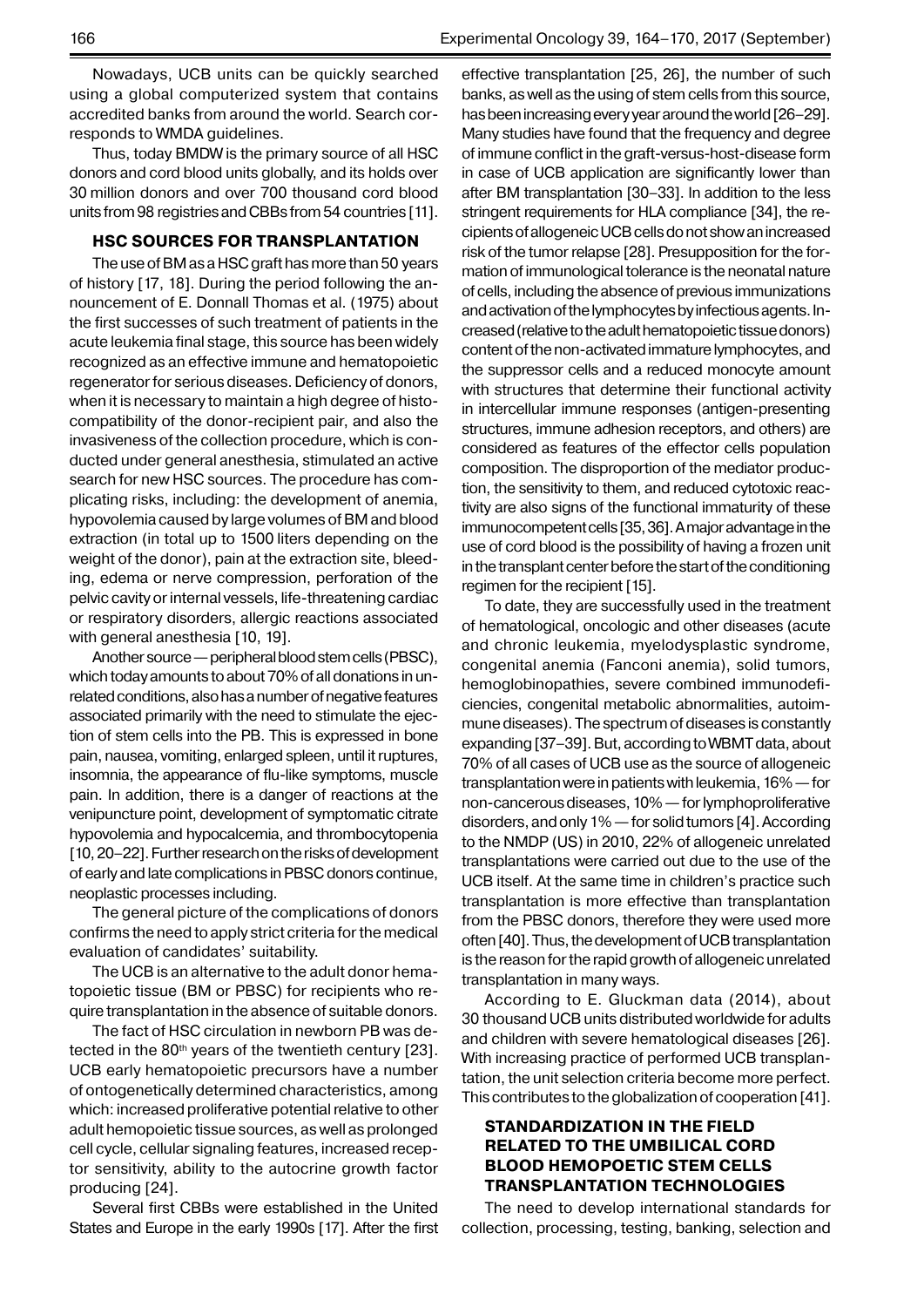Nowadays, UCB units can be quickly searched using a global computerized system that contains accredited banks from around the world. Search corresponds to WMDA guidelines.

Thus, today BMDW is the primary source of all HSC donors and cord blood units globally, and its holds over 30 million donors and over 700 thousand cord blood units from 98 registries and CBBs from 54 countries [11].

## HSC SOURCES FOR TRANSPLANTATION

The use of BM as a HSC graft has more than 50 years of history [17, 18]. During the period following the announcement of E. Donnall Thomas et al. (1975) about the first successes of such treatment of patients in the acute leukemia final stage, this source has been widely recognized as an effective immune and hematopoietic regenerator for serious diseases. Deficiency of donors, when it is necessary to maintain a high degree of histocompatibility of the donor-recipient pair, and also the invasiveness of the collection procedure, which is conducted under general anesthesia, stimulated an active search for new HSC sources. The procedure has complicating risks, including: the development of anemia, hypovolemia caused by large volumes of BM and blood extraction (in total up to 1500 liters depending on the weight of the donor), pain at the extraction site, bleeding, edema or nerve compression, perforation of the pelvic cavity or internal vessels, life-threatening cardiac or respiratory disorders, allergic reactions associated with general anesthesia [10, 19].

Another source — peripheral blood stem cells (PBSC), which today amounts to about 70% of all donations in unrelated conditions, also has a number of negative features associated primarily with the need to stimulate the ejection of stem cells into the PB. This is expressed in bone pain, nausea, vomiting, enlarged spleen, until it ruptures, insomnia, the appearance of flu-like symptoms, muscle pain. In addition, there is a danger of reactions at the venipuncture point, development of symptomatic citrate hypovolemia and hypocalcemia, and thrombocytopenia [10, 20–22]. Further research on the risks of development of early and late complications in PBSC donors continue, neoplastic processes including.

The general picture of the complications of donors confirms the need to apply strict criteria for the medical evaluation of candidates' suitability.

The UCB is an alternative to the adult donor hematopoietic tissue (BM or PBSC) for recipients who require transplantation in the absence of suitable donors.

The fact of HSC circulation in newborn PB was detected in the 80th years of the twentieth century [23]. UCB early hematopoietic precursors have a number of ontogenetically determined characteristics, among which: increased proliferative potential relative to other adult hemopoietic tissue sources, as well as prolonged cell cycle, cellular signaling features, increased receptor sensitivity, ability to the autocrine growth factor producing [24].

Several first CBBs were established in the United States and Europe in the early 1990s [17]. After the first effective transplantation [25, 26], the number of such banks, as well as the using of stem cells from this source, has been increasing every year around the world [26–29]. Many studies have found that the frequency and degree of immune conflict in the graft-versus-host-disease form in case of UCB application are significantly lower than after BM transplantation [30–33]. In addition to the less stringent requirements for HLA compliance [34], the recipients of allogeneic UCB cells do not show an increased risk of the tumor relapse [28]. Presupposition for the formation of immunological tolerance is the neonatal nature of cells, including the absence of previous immunizations and activation of the lymphocytes by infectious agents. Increased (relative to the adult hematopoietic tissue donors) content of the non-activated immature lymphocytes, and the suppressor cells and a reduced monocyte amount with structures that determine their functional activity in intercellular immune responses (antigen-presenting structures, immune adhesion receptors, and others) are considered as features of the effector cells population composition. The disproportion of the mediator production, the sensitivity to them, and reduced cytotoxic reactivity are also signs of the functional immaturity of these immunocompetent cells [35, 36]. A major advantage in the use of cord blood is the possibility of having a frozen unit in the transplant center before the start of the conditioning regimen for the recipient [15].

To date, they are successfully used in the treatment of hematological, oncologic and other diseases (acute and chronic leukemia, myelodysplastic syndrome, congenital anemia (Fanconi anemia), solid tumors, hemoglobinopathies, severe combined immunodeficiencies, congenital metabolic abnormalities, autoimmune diseases). The spectrum of diseases is constantly expanding [37–39]. But, according to WBMT data, about 70% of all cases of UCB use as the source of allogeneic transplantation were in patients with leukemia, 16% — for non-cancerous diseases, 10% — for lymphoproliferative disorders, and only 1% — for solid tumors [4]. According to the NMDP (US) in 2010, 22% of allogeneic unrelated transplantations were carried out due to the use of the UCB itself. At the same time in children's practice such transplantation is more effective than transplantation from the PBSC donors, therefore they were used more often [40]. Thus, the development of UCB transplantation is the reason for the rapid growth of allogeneic unrelated transplantation in many ways.

According to E. Gluckman data (2014), about 30 thousand UCB units distributed worldwide for adults and children with severe hematological diseases [26]. With increasing practice of performed UCB transplantation, the unit selection criteria become more perfect. This contributes to the globalization of cooperation [41].

## STANDARDIZATION IN THE FIELD RELATED TO THE UMBILICAL CORD BLOOD HEMOPOETIC STEM CELLS TRANSPLANTATION TECHNOLOGIES

The need to develop international standards for collection, processing, testing, banking, selection and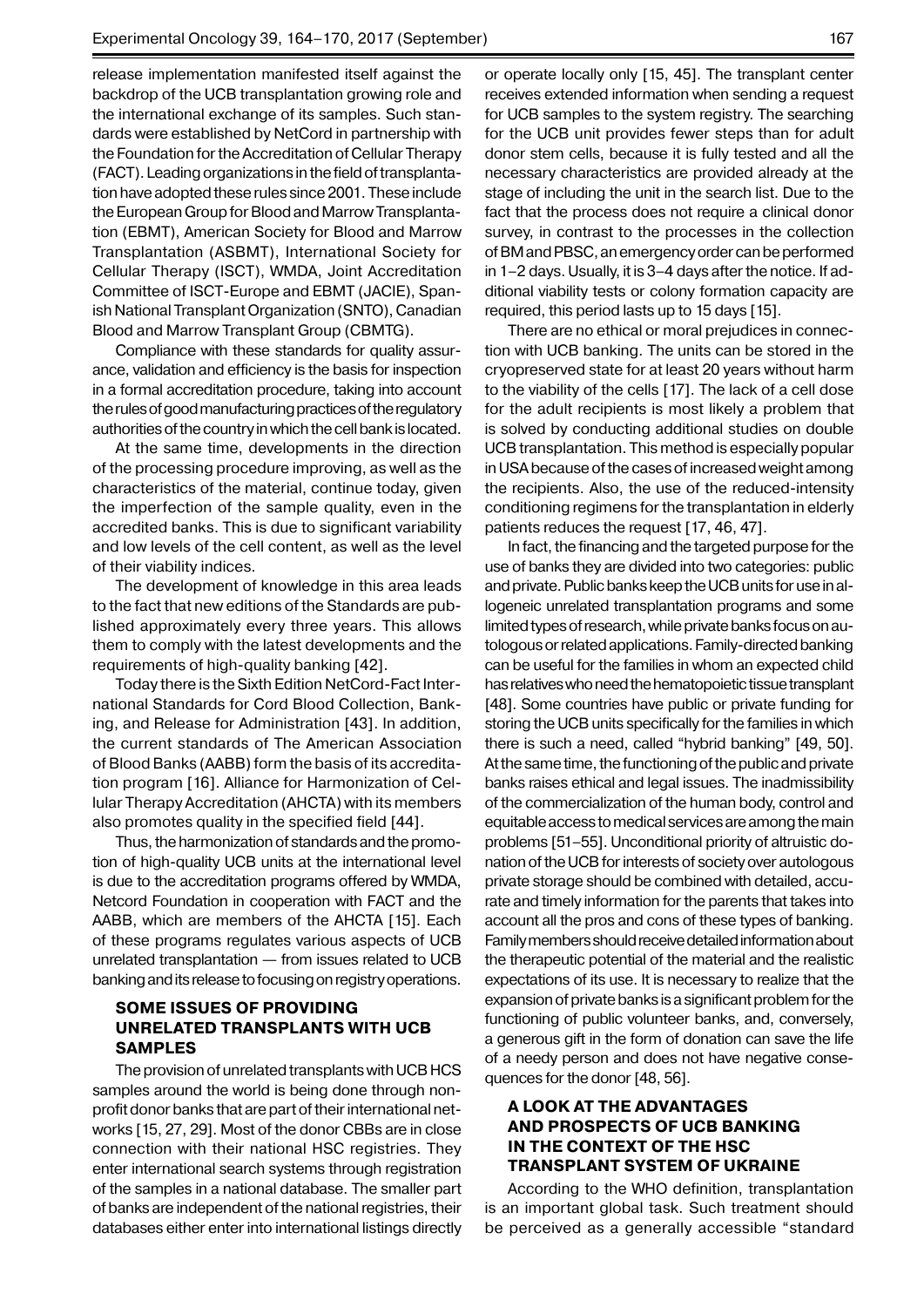release implementation manifested itself against the backdrop of the UCB transplantation growing role and the international exchange of its samples. Such standards were established by NetCord in partnership with the Foundation for the Accreditation of Cellular Therapy (FACT). Leading organizations in the field of transplantation have adopted these rules since 2001. These include the European Group for Blood and Marrow Transplantation (EBMT), American Society for Blood and Marrow Transplantation (ASBMT), International Society for Cellular Therapy (ISCT), WMDA, Joint Accreditation Committee of ISCT-Europe and EBMT (JACIE), Spanish National Transplant Organization (SNTO), Canadian Blood and Marrow Transplant Group (CBMTG).

Compliance with these standards for quality assurance, validation and efficiency is the basis for inspection in a formal accreditation procedure, taking into account the rules of good manufacturing practices of the regulatory authorities of the country in which the cell bank is located.

At the same time, developments in the direction of the processing procedure improving, as well as the characteristics of the material, continue today, given the imperfection of the sample quality, even in the accredited banks. This is due to significant variability and low levels of the cell content, as well as the level of their viability indices.

The development of knowledge in this area leads to the fact that new editions of the Standards are published approximately every three years. This allows them to comply with the latest developments and the requirements of high-quality banking [42].

Today there is the Sixth Edition NetCord-Fact International Standards for Cord Blood Collection, Banking, and Release for Administration [43]. In addition, the current standards of The American Association of Blood Banks (AABB) form the basis of its accreditation program [16]. Alliance for Harmonization of Cellular Therapy Accreditation (AHCTA) with its members also promotes quality in the specified field [44].

Thus, the harmonization of standards and the promotion of high-quality UCB units at the international level is due to the accreditation programs offered by WMDA, Netcord Foundation in cooperation with FACT and the AABB, which are members of the AHCTA [15]. Each of these programs regulates various aspects of UCB unrelated transplantation — from issues related to UCB banking and its release to focusing on registry operations.

## SOME ISSUES OF PROVIDING UNRELATED TRANSPLANTS WITH UCB SAMPLES

The provision of unrelated transplants with UCB HCS samples around the world is being done through nonprofit donor banks that are part of their international networks [15, 27, 29]. Most of the donor CBBs are in close connection with their national HSC registries. They enter international search systems through registration of the samples in a national database. The smaller part of banks are independent of the national registries, their databases either enter into international listings directly or operate locally only [15, 45]. The transplant center receives extended information when sending a request for UCB samples to the system registry. The searching for the UCB unit provides fewer steps than for adult donor stem cells, because it is fully tested and all the necessary characteristics are provided already at the stage of including the unit in the search list. Due to the fact that the process does not require a clinical donor survey, in contrast to the processes in the collection of BM and PBSC, an emergency order can be performed in 1–2 days. Usually, it is 3–4 days after the notice. If additional viability tests or colony formation capacity are required, this period lasts up to 15 days [15].

There are no ethical or moral prejudices in connection with UCB banking. The units can be stored in the cryopreserved state for at least 20 years without harm to the viability of the cells [17]. The lack of a cell dose for the adult recipients is most likely a problem that is solved by conducting additional studies on double UCB transplantation. This method is especially popular in USA because of the cases of increased weight among the recipients. Also, the use of the reduced-intensity conditioning regimens for the transplantation in elderly patients reduces the request [17, 46, 47].

In fact, the financing and the targeted purpose for the use of banks they are divided into two categories: public and private. Public banks keep the UCB units for use in allogeneic unrelated transplantation programs and some limited types of research, while private banks focus on autologous or related applications. Family-directed banking can be useful for the families in whom an expected child has relatives who need the hematopoietic tissue transplant [48]. Some countries have public or private funding for storing the UCB units specifically for the families in which there is such a need, called "hybrid banking" [49, 50]. At the same time, the functioning of the public and private banks raises ethical and legal issues. The inadmissibility of the commercialization of the human body, control and equitable access to medical services are among the main problems [51–55]. Unconditional priority of altruistic donation of the UCB for interests of society over autologous private storage should be combined with detailed, accurate and timely information for the parents that takes into account all the pros and cons of these types of banking. Family members should receive detailed information about the therapeutic potential of the material and the realistic expectations of its use. It is necessary to realize that the expansion of private banks is a significant problem for the functioning of public volunteer banks, and, conversely, a generous gift in the form of donation can save the life of a needy person and does not have negative consequences for the donor [48, 56].

## A LOOK AT THE ADVANTAGES AND PROSPECTS OF UCB BANKING IN THE CONTEXT OF THE HSC TRANSPLANT SYSTEM OF UKRAINE

According to the WHO definition, transplantation is an important global task. Such treatment should be perceived as a generally accessible "standard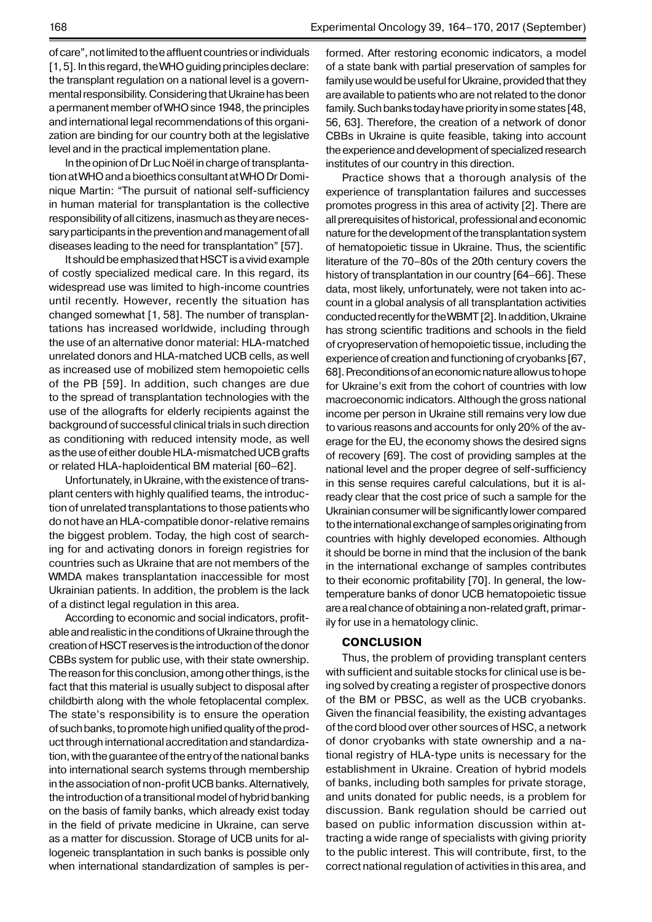of care", not limited to the affluent countries or individuals [1, 5]. In this regard, the WHO guiding principles declare: the transplant regulation on a national level is a governmental responsibility. Considering that Ukraine has been a permanent member of WHO since 1948, the principles and international legal recommendations of this organization are binding for our country both at the legislative level and in the practical implementation plane.

In the opinion of Dr Luc Noël in charge of transplantation at WHO and a bioethics consultant at WHO Dr Dominique Martin: "The pursuit of national self-sufficiency in human material for transplantation is the collective responsibility of all citizens, inasmuch as they are necessary participants in the prevention and management of all diseases leading to the need for transplantation" [57].

It should be emphasized that HSCT is a vivid example of costly specialized medical care. In this regard, its widespread use was limited to high-income countries until recently. However, recently the situation has changed somewhat [1, 58]. The number of transplantations has increased worldwide, including through the use of an alternative donor material: HLA-matched unrelated donors and HLA-matched UCB cells, as well as increased use of mobilized stem hemopoietic cells of the PB [59]. In addition, such changes are due to the spread of transplantation technologies with the use of the allografts for elderly recipients against the background of successful clinical trials in such direction as conditioning with reduced intensity mode, as well as the use of either double HLA-mismatched UCB grafts or related HLA-haploidentical BM material [60–62].

Unfortunately, in Ukraine, with the existence of transplant centers with highly qualified teams, the introduction of unrelated transplantations to those patients who do not have an HLA-compatible donor-relative remains the biggest problem. Today, the high cost of searching for and activating donors in foreign registries for countries such as Ukraine that are not members of the WMDA makes transplantation inaccessible for most Ukrainian patients. In addition, the problem is the lack of a distinct legal regulation in this area.

According to economic and social indicators, profitable and realistic in the conditions of Ukraine through the creation of HSCT reserves is the introduction of the donor CBBs system for public use, with their state ownership. The reason for this conclusion, among other things, is the fact that this material is usually subject to disposal after childbirth along with the whole fetoplacental complex. The state's responsibility is to ensure the operation of such banks, to promote high unified quality of the product through international accreditation and standardization, with the guarantee of the entry of the national banks into international search systems through membership in the association of non-profit UCB banks. Alternatively, the introduction of a transitional model of hybrid banking on the basis of family banks, which already exist today in the field of private medicine in Ukraine, can serve as a matter for discussion. Storage of UCB units for allogeneic transplantation in such banks is possible only when international standardization of samples is performed. After restoring economic indicators, a model of a state bank with partial preservation of samples for family use would be useful for Ukraine, provided that they are available to patients who are not related to the donor family. Such banks today have priority in some states [48, 56, 63]. Therefore, the creation of a network of donor CBBs in Ukraine is quite feasible, taking into account the experience and development of specialized research institutes of our country in this direction.

Practice shows that a thorough analysis of the experience of transplantation failures and successes promotes progress in this area of activity [2]. There are all prerequisites of historical, professional and economic nature for the development of the transplantation system of hematopoietic tissue in Ukraine. Thus, the scientific literature of the 70–80s of the 20th century covers the history of transplantation in our country [64–66]. These data, most likely, unfortunately, were not taken into account in a global analysis of all transplantation activities conducted recently for the WBMT [2]. In addition, Ukraine has strong scientific traditions and schools in the field of cryopreservation of hemopoietic tissue, including the experience of creation and functioning of cryobanks [67, 68]. Preconditions of an economic nature allow us to hope for Ukraine's exit from the cohort of countries with low macroeconomic indicators. Although the gross national income per person in Ukraine still remains very low due to various reasons and accounts for only 20% of the average for the EU, the economy shows the desired signs of recovery [69]. The cost of providing samples at the national level and the proper degree of self-sufficiency in this sense requires careful calculations, but it is already clear that the cost price of such a sample for the Ukrainian consumer will be significantly lower compared to the international exchange of samples originating from countries with highly developed economies. Although it should be borne in mind that the inclusion of the bank in the international exchange of samples contributes to their economic profitability [70]. In general, the low-temperature banks of donor UCB hematopoietic tissue are a real chance of obtaining a non-related graft, primarily for use in a hematology clinic.

## CONCLUSION

Thus, the problem of providing transplant centers with sufficient and suitable stocks for clinical use is being solved by creating a register of prospective donors of the BM or PBSC, as well as the UCB cryobanks. Given the financial feasibility, the existing advantages of the cord blood over other sources of HSC, a network of donor cryobanks with state ownership and a national registry of HLA-type units is necessary for the establishment in Ukraine. Creation of hybrid models of banks, including both samples for private storage, and units donated for public needs, is a problem for discussion. Bank regulation should be carried out based on public information discussion within attracting a wide range of specialists with giving priority to the public interest. This will contribute, first, to the correct national regulation of activities in this area, and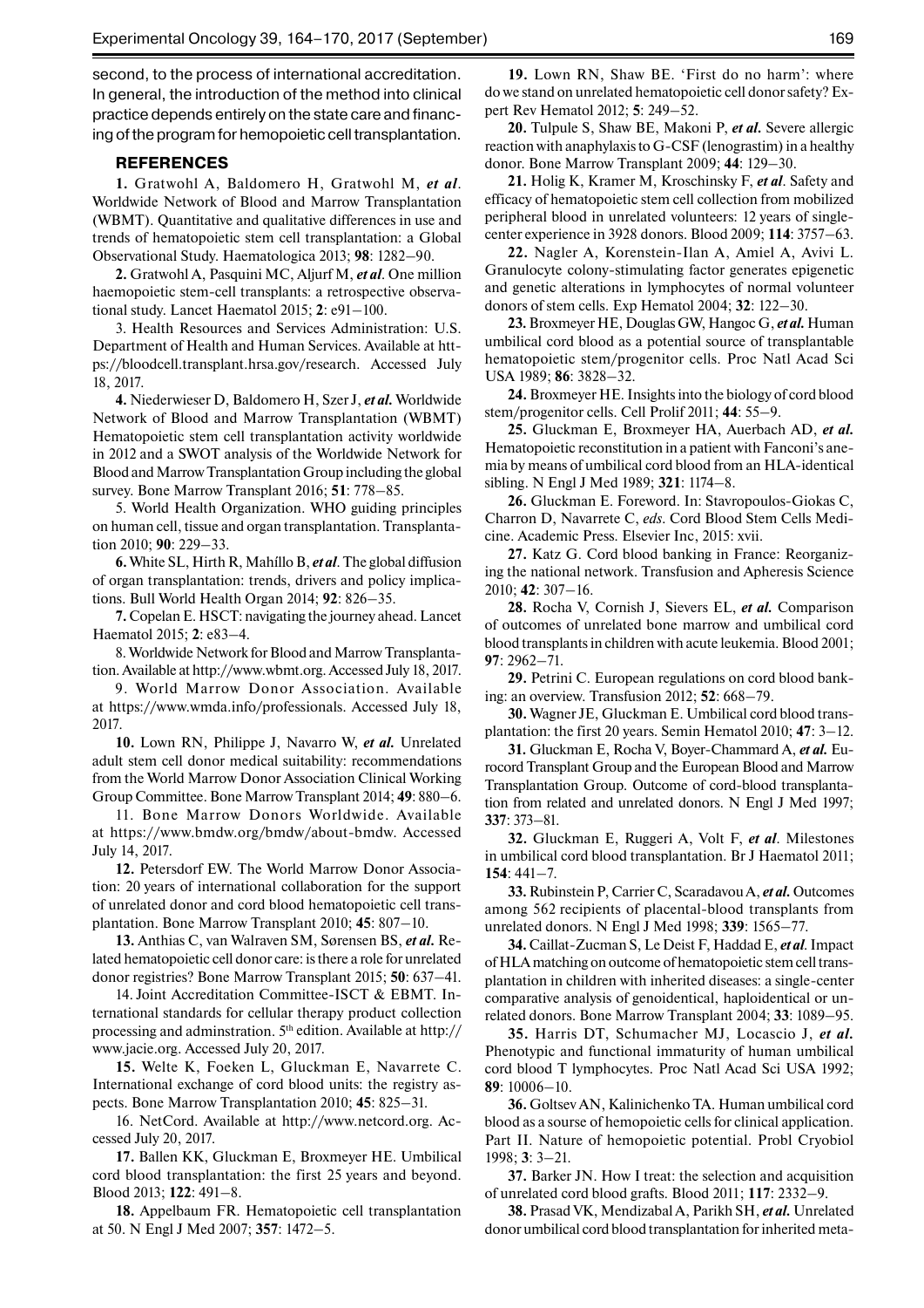second, to the process of international accreditation. In general, the introduction of the method into clinical practice depends entirely on the state care and financing of the program for hemopoietic cell transplantation.

## REFERENCES

**1.** Gratwohl A, Baldomero H, Gratwohl M, *et al*. Worldwide Network of Blood and Marrow Transplantation (WBMT). Quantitative and qualitative differences in use and trends of hematopoietic stem cell transplantation: a Global Observational Study. Haematologica 2013; **98**: 1282–90.

**2.** Gratwohl A, Pasquini MC, Aljurf M, *et al*. One million haemopoietic stem-cell transplants: a retrospective observational study. Lancet Haematol 2015; **2**: e91–100.

3. Health Resources and Services Administration: U.S. Department of Health and Human Services. Available at https://bloodcell.transplant.hrsa.gov/research. Accessed July 18, 2017.

**4.** Niederwieser D, Baldomero H, Szer J, *et al.* Worldwide Network of Blood and Marrow Transplantation (WBMT) Hematopoietic stem cell transplantation activity worldwide in 2012 and a SWOT analysis of the Worldwide Network for Blood and Marrow Transplantation Group including the global survey. Bone Marrow Transplant 2016; **51**: 778–85.

5. World Health Organization. WHO guiding principles on human cell, tissue and organ transplantation. Transplantation 2010; **90**: 229–33.

**6.** White SL, Hirth R, Mahíllo B, *et al*. The global diffusion of organ transplantation: trends, drivers and policy implications. Bull World Health Organ 2014; **92**: 826–35.

**7.** Copelan E. HSCT: navigating the journey ahead. Lancet Haematol 2015; **2**: e83–4.

8. Worldwide Network for Blood and Marrow Transplantation. Available at http://www.wbmt.org. Accessed July 18, 2017.

9. World Marrow Donor Association. Available at https://www.wmda.info/professionals. Accessed July 18, 2017.

**10.** Lown RN, Philippe J, Navarro W, *et al.* Unrelated adult stem cell donor medical suitability: recommendations from the World Marrow Donor Association Clinical Working Group Committee. Bone Marrow Transplant 2014; **49**: 880–6.

11. Bone Marrow Donors Worldwide. Available at https://www.bmdw.org/bmdw/about-bmdw. Accessed July 14, 2017.

**12.** Petersdorf EW. The World Marrow Donor Association: 20 years of international collaboration for the support of unrelated donor and cord blood hematopoietic cell transplantation. Bone Marrow Transplant 2010; **45**: 807–10.

**13.** Anthias C, van Walraven SM, Sørensen BS, *et al.* Related hematopoietic cell donor care: is there a role for unrelated donor registries? Bone Marrow Transplant 2015; **50**: 637–41.

14. Joint Accreditation Committee-ISCT & EBMT. International standards for cellular therapy product collection processing and adminstration. 5th edition. Available at http://www.jacie.org. Accessed July 20, 2017.

**15.** Welte K, Foeken L, Gluckman E, Navarrete C. International exchange of cord blood units: the registry aspects. Bone Marrow Transplantation 2010; **45**: 825–31.

16. NetCord. Available at http://www.netcord.org. Accessed July 20, 2017.

**17.** Ballen KK, Gluckman E, Broxmeyer HE. Umbilical cord blood transplantation: the first 25 years and beyond. Blood 2013; **122**: 491–8.

**18.** Appelbaum FR. Hematopoietic cell transplantation at 50. N Engl J Med 2007; **357**: 1472–5.

**19.** Lown RN, Shaw BE. 'First do no harm': where do we stand on unrelated hematopoietic cell donor safety? Expert Rev Hematol 2012; **5**: 249–52.

**20.** Tulpule S, Shaw BE, Makoni P, *et al.* Severe allergic reaction with anaphylaxis to G-CSF (lenograstim) in a healthy donor. Bone Marrow Transplant 2009; **44**: 129–30.

**21.** Holig K, Kramer M, Kroschinsky F, *et al.* Safety and efficacy of hematopoietic stem cell collection from mobilized peripheral blood in unrelated volunteers: 12 years of single-center experience in 3928 donors. Blood 2009; **114**: 3757–63.

**22.** Nagler A, Korenstein-Ilan A, Amiel A, Avivi L. Granulocyte colony-stimulating factor generates epigenetic and genetic alterations in lymphocytes of normal volunteer donors of stem cells. Exp Hematol 2004; **32**: 122–30.

**23.** Broxmeyer HE, Douglas GW, Hangoc G, *et al.* Human umbilical cord blood as a potential source of transplantable hematopoietic stem/progenitor cells. Proc Natl Acad Sci USA 1989; **86**: 3828–32.

**24.** Broxmeyer HE. Insights into the biology of cord blood stem/progenitor cells. Cell Prolif 2011; **44**: 55–9.

**25.** Gluckman E, Broxmeyer HA, Auerbach AD, *et al.* Hematopoietic reconstitution in a patient with Fanconi's anemia by means of umbilical cord blood from an HLA-identical sibling. N Engl J Med 1989; **321**: 1174–8.

**26.** Gluckman E. Foreword. In: Stavropoulos-Giokas C, Charron D, Navarrete C, *eds*. Cord Blood Stem Cells Medicine. Academic Press. Elsevier Inc, 2015: xvii.

**27.** Katz G. Cord blood banking in France: Reorganizing the national network. Transfusion and Apheresis Science 2010; **42**: 307–16.

**28.** Rocha V, Cornish J, Sievers EL, *et al.* Comparison of outcomes of unrelated bone marrow and umbilical cord blood transplants in children with acute leukemia. Blood 2001; **97**: 2962–71.

**29.** Petrini C. European regulations on cord blood banking: an overview. Transfusion 2012; **52**: 668–79.

**30.** Wagner JE, Gluckman E. Umbilical cord blood transplantation: the first 20 years. Semin Hematol 2010; **47**: 3–12.

**31.** Gluckman E, Rocha V, Boyer-Chammard A, *et al.* Eurocord Transplant Group and the European Blood and Marrow Transplantation Group. Outcome of cord-blood transplantation from related and unrelated donors. N Engl J Med 1997; **337**: 373–81.

**32.** Gluckman E, Ruggeri A, Volt F, *et al*. Milestones in umbilical cord blood transplantation. Br J Haematol 2011; **154**: 441–7.

**33.** Rubinstein P, Carrier C, Scaradavou A, *et al.* Outcomes among 562 recipients of placental-blood transplants from unrelated donors. N Engl J Med 1998; **339**: 1565–77.

**34.** Caillat-Zucman S, Le Deist F, Haddad E, *et al*. Impact of HLA matching on outcome of hematopoietic stem cell transplantation in children with inherited diseases: a single-center comparative analysis of genoidentical, haploidentical or unrelated donors. Bone Marrow Transplant 2004; **33**: 1089–95.

**35.** Harris DT, Schumacher MJ, Locascio J, *et al.* Phenotypic and functional immaturity of human umbilical cord blood T lymphocytes. Proc Natl Acad Sci USA 1992; **89**: 10006–10.

**36.** Goltsev AN, Kalinichenko TA. Human umbilical cord blood as a sourse of hemopoietic cells for clinical application. Part II. Nature of hemopoietic potential. Probl Cryobiol 1998; **3**: 3–21.

**37.** Barker JN. How I treat: the selection and acquisition of unrelated cord blood grafts. Blood 2011; **117**: 2332–9.

**38.** Prasad VK, Mendizabal A, Parikh SH, *et al.* Unrelated donor umbilical cord blood transplantation for inherited meta-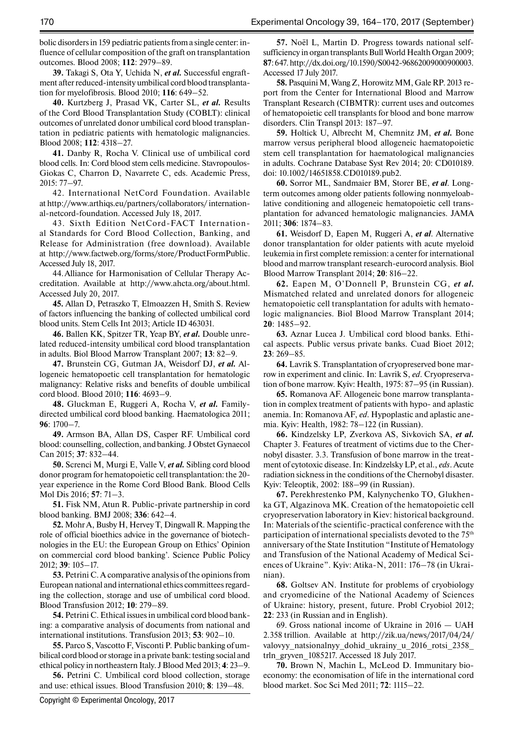bolic disorders in 159 pediatric patients from a single center: influence of cellular composition of the graft on transplantation outcomes. Blood 2008; **112**: 2979–89.

**39.** Takagi S, Ota Y, Uchida N, ***et al.*** Successful engraftment after reduced-intensity umbilical cord blood transplantation for myelofibrosis. Blood 2010; **116**: 649–52.

**40.** Kurtzberg J, Prasad VK, Carter SL, ***et al.*** Results of the Cord Blood Transplantation Study (COBLT): clinical outcomes of unrelated donor umbilical cord blood transplantation in pediatric patients with hematologic malignancies. Blood 2008; **112**: 4318–27.

**41.** Danby R, Rocha V. Clinical use of umbilical cord blood cells. In: Cord blood stem cells medicine. Stavropoulos-Giokas C, Charron D, Navarrete C, eds. Academic Press, 2015: 77–97.

42. International NetCord Foundation. Available at http://www.arthiqs.eu/partners/collaborators/international-netcord-foundation. Accessed July 18, 2017.

43. Sixth Edition NetCord-FACT International Standards for Cord Blood Collection, Banking, and Release for Administration (free download). Available at http://www.factweb.org/forms/store/ProductFormPublic. Accessed July 18, 2017.

44. Alliance for Harmonisation of Cellular Therapy Accreditation. Available at http://www.ahcta.org/about.html. Accessed July 20, 2017.

**45.** Allan D, Petraszko T, Elmoazzen H, Smith S. Review of factors influencing the banking of collected umbilical cord blood units. Stem Cells Int 2013; Article ID 463031.

**46.** Ballen KK, Spitzer TR, Yeap BY, ***et al.*** Double unrelated reduced-intensity umbilical cord blood transplantation in adults. Biol Blood Marrow Transplant 2007; **13**: 82–9.

**47.** Brunstein CG, Gutman JA, Weisdorf DJ, ***et al.*** Allogeneic hematopoetic cell transplantation for hematologic malignancy: Relative risks and benefits of double umbilical cord blood. Blood 2010; **116**: 4693–9.

**48.** Gluckman E, Ruggeri A, Rocha V, ***et al.*** Family-directed umbilical cord blood banking. Haematologica 2011; **96**: 1700–7.

**49.** Armson BA, Allan DS, Casper RF. Umbilical cord blood: counselling, collection, and banking. J Obstet Gynaecol Can 2015; **37**: 832–44.

**50.** Screnci M, Murgi E, Valle V, ***et al.*** Sibling cord blood donor program for hematopoietic cell transplantation: the 20-year experience in the Rome Cord Blood Bank. Blood Cells Mol Dis 2016; **57**: 71–3.

**51.** Fisk NM, Atun R. Public-private partnership in cord blood banking. BMJ 2008; **336**: 642–4.

**52.** Mohr A, Busby H, Hervey T, Dingwall R. Mapping the role of official bioethics advice in the governance of biotechnologies in the EU: the European Group on Ethics' Opinion on commercial cord blood banking'. Science Public Policy 2012; **39**: 105–17.

**53.** Petrini C. A comparative analysis of the opinions from European national and international ethics committees regarding the collection, storage and use of umbilical cord blood. Blood Transfusion 2012; **10**: 279–89.

**54.** Petrini C. Ethical issues in umbilical cord blood banking: a comparative analysis of documents from national and international institutions. Transfusion 2013; **53**: 902–10.

**55.** Parco S, Vascotto F, Visconti P. Public banking of umbilical cord blood or storage in a private bank: testing social and ethical policy in northeastern Italy. J Blood Med 2013; **4**: 23–9.

**56.** Petrini C. Umbilical cord blood collection, storage and use: ethical issues. Blood Transfusion 2010; **8**: 139–48.

**57.** Noël L, Martin D. Progress towards national self-sufficiency in organ transplants Bull World Health Organ 2009; **87**: 647. http://dx.doi.org/10.1590/S0042-96862009000900003. Accessed 17 July 2017.

**58.** Pasquini M, Wang Z, Horowitz MM, Gale RP. 2013 report from the Center for International Blood and Marrow Transplant Research (CIBMTR): current uses and outcomes of hematopoietic cell transplants for blood and bone marrow disorders. Clin Transpl 2013: 187–97.

**59.** Holtick U, Albrecht M, Chemnitz JM, ***et al.*** Bone marrow versus peripheral blood allogeneic haematopoietic stem cell transplantation for haematological malignancies in adults. Cochrane Database Syst Rev 2014; 20: CD010189. doi: 10.1002/14651858.CD010189.pub2.

**60.** Sorror ML, Sandmaier BM, Storer BE, ***et al***. Long-term outcomes among older patients following nonmyeloablative conditioning and allogeneic hematopoietic cell transplantation for advanced hematologic malignancies. JAMA 2011; **306**: 1874–83.

**61.** Weisdorf D, Eapen M, Ruggeri A, ***et al***. Alternative donor transplantation for older patients with acute myeloid leukemia in first complete remission: a center for international blood and marrow transplant research-eurocord analysis. Biol Blood Marrow Transplant 2014; **20**: 816–22.

**62.** Eapen M, O'Donnell P, Brunstein CG, ***et al.*** Mismatched related and unrelated donors for allogeneic hematopoietic cell transplantation for adults with hematologic malignancies. Biol Blood Marrow Transplant 2014; **20**: 1485–92.

**63.** Aznar Lucea J. Umbilical cord blood banks. Ethical aspects. Public versus private banks. Cuad Bioet 2012; **23**: 269–85.

**64.** Lavrik S. Transplantation of cryopreserved bone marrow in experiment and clinic. In: Lavrik S, *ed*. Cryopreservation of bone marrow. Kyiv: Health, 1975: 87–95 (in Russian).

**65.** Romanova AF. Allogeneic bone marrow transplantation in complex treatment of patients with hypo- and aplastic anemia. In: Romanova AF, *ed*. Hypoplastic and aplastic anemia. Kyiv: Health, 1982: 78–122 (in Russian).

**66.** Kindzelsky LP, Zverkova AS, Sivkovich SA, ***et al.*** Chapter 3. Features of treatment of victims due to the Chernobyl disaster. 3.3. Transfusion of bone marrow in the treatment of cytotoxic disease. In: Kindzelsky LP, et al., *eds*. Acute radiation sickness in the conditions of the Chernobyl disaster. Kyiv: Teleoptik, 2002: 188–99 (in Russian).

**67.** Perekhrestenko PM, Kalynychenko TO, Glukhenka GT, Algazinova MK. Creation of the hematopoietic cell cryopreservation laboratory in Kiev: historical background. In: Materials of the scientific-practical conference with the participation of international specialists devoted to the 75th anniversary of the State Institution "Institute of Hematology and Transfusion of the National Academy of Medical Sciences of Ukraine". Kyiv: Atika-N, 2011: 176–78 (in Ukrainian).

**68.** Goltsev AN. Institute for problems of cryobiology and cryomedicine of the National Academy of Sciences of Ukraine: history, present, future. Probl Cryobiol 2012; **22**: 233 (in Russian and in English).

69. Gross national income of Ukraine in 2016 — UAH 2.358 trillion. Available at http://zik.ua/news/2017/04/24/valovyy_natsionalnyy_dohid_ukrainy_u_2016_rotsi_2358_trln_gryven_1085217. Accessed 18 July 2017.

**70.** Brown N, Machin L, McLeod D. Immunitary bioeconomy: the economisation of life in the international cord blood market. Soc Sci Med 2011; **72**: 1115–22.

Copyright © Experimental Oncology, 2017